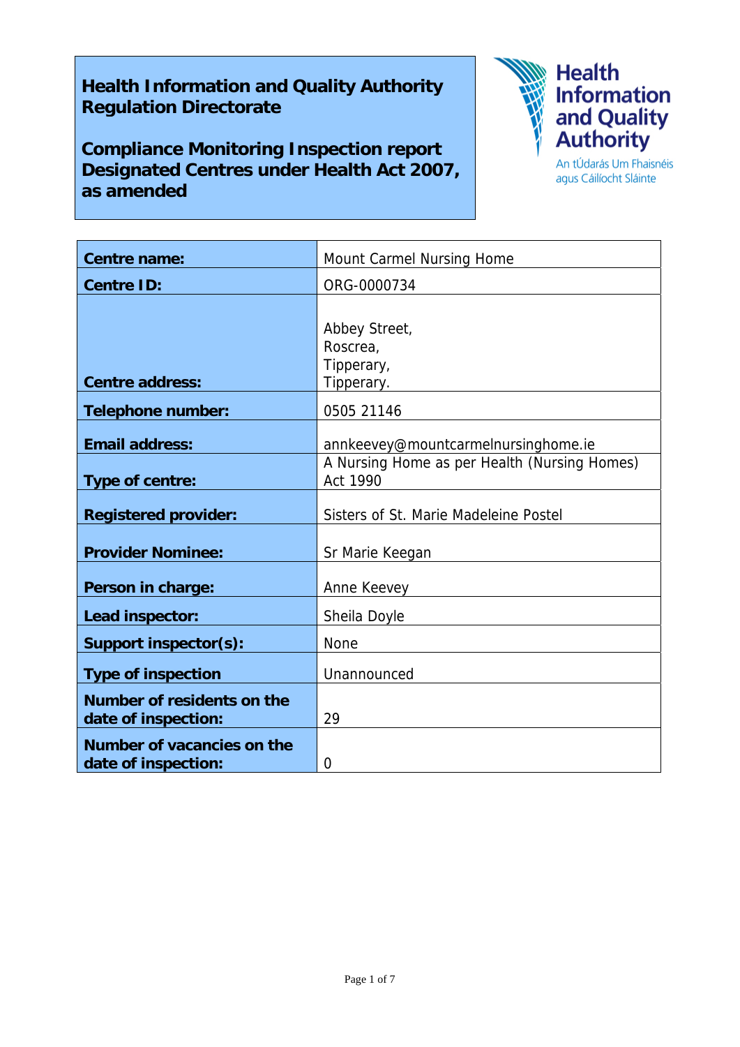**Health Information and Quality Authority**
**Regulation Directorate**

**Compliance Monitoring Inspection report**
**Designated Centres under Health Act 2007, as amended**

Health Information and Quality Authority
An tÚdarás Um Fhaisnéis agus Cáilíocht Sláinte

| | |
|---|---|
| **Centre name:** | Mount Carmel Nursing Home |
| **Centre ID:** | ORG-0000734 |
| **Centre address:** | Abbey Street,<br>Roscrea,<br>Tipperary,<br>Tipperary. |
| **Telephone number:** | 0505 21146 |
| **Email address:** | annkeevey@mountcarmelnursinghome.ie |
| **Type of centre:** | A Nursing Home as per Health (Nursing Homes) Act 1990 |
| **Registered provider:** | Sisters of St. Marie Madeleine Postel |
| **Provider Nominee:** | Sr Marie Keegan |
| **Person in charge:** | Anne Keevey |
| **Lead inspector:** | Sheila Doyle |
| **Support inspector(s):** | None |
| **Type of inspection** | Unannounced |
| **Number of residents on the date of inspection:** | 29 |
| **Number of vacancies on the date of inspection:** | 0 |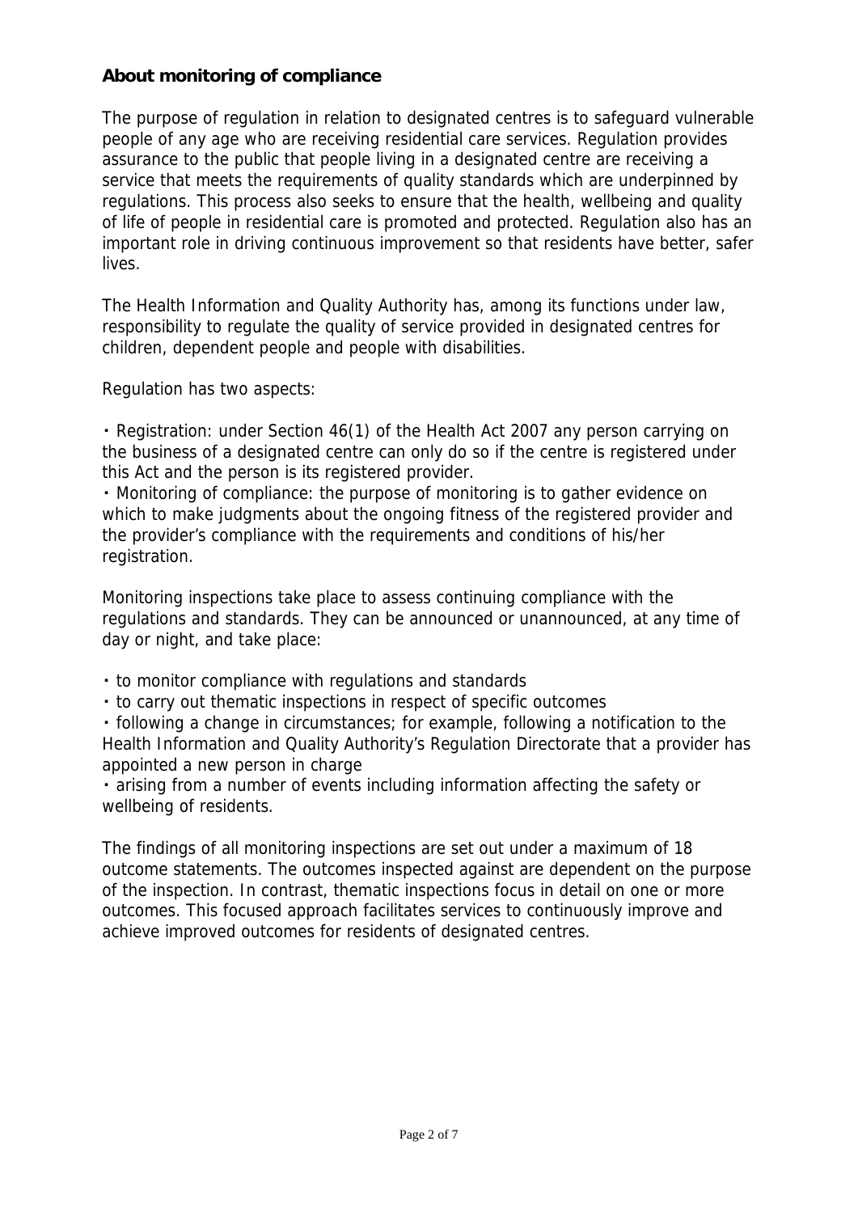**About monitoring of compliance**

The purpose of regulation in relation to designated centres is to safeguard vulnerable people of any age who are receiving residential care services. Regulation provides assurance to the public that people living in a designated centre are receiving a service that meets the requirements of quality standards which are underpinned by regulations. This process also seeks to ensure that the health, wellbeing and quality of life of people in residential care is promoted and protected. Regulation also has an important role in driving continuous improvement so that residents have better, safer lives.

The Health Information and Quality Authority has, among its functions under law, responsibility to regulate the quality of service provided in designated centres for children, dependent people and people with disabilities.

Regulation has two aspects:

- Registration: under Section 46(1) of the Health Act 2007 any person carrying on the business of a designated centre can only do so if the centre is registered under this Act and the person is its registered provider.
- Monitoring of compliance: the purpose of monitoring is to gather evidence on which to make judgments about the ongoing fitness of the registered provider and the provider's compliance with the requirements and conditions of his/her registration.

Monitoring inspections take place to assess continuing compliance with the regulations and standards. They can be announced or unannounced, at any time of day or night, and take place:

- to monitor compliance with regulations and standards
- to carry out thematic inspections in respect of specific outcomes
- following a change in circumstances; for example, following a notification to the Health Information and Quality Authority's Regulation Directorate that a provider has appointed a new person in charge
- arising from a number of events including information affecting the safety or wellbeing of residents.

The findings of all monitoring inspections are set out under a maximum of 18 outcome statements. The outcomes inspected against are dependent on the purpose of the inspection. In contrast, thematic inspections focus in detail on one or more outcomes. This focused approach facilitates services to continuously improve and achieve improved outcomes for residents of designated centres.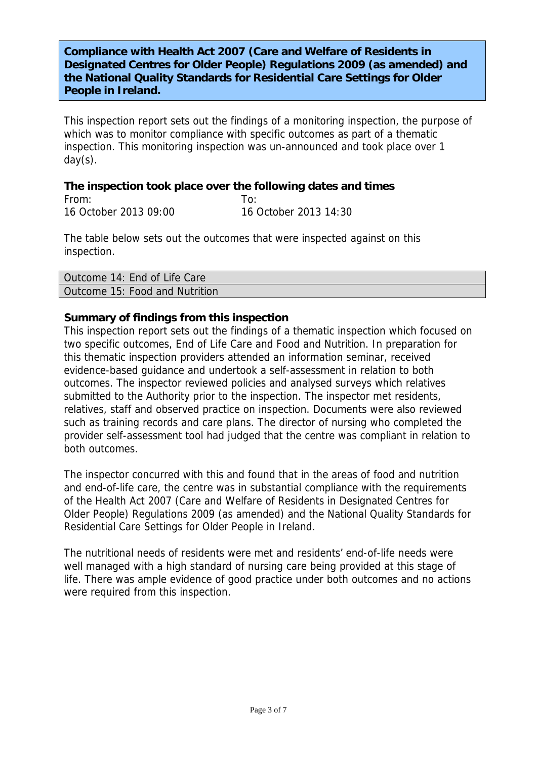**Compliance with Health Act 2007 (Care and Welfare of Residents in Designated Centres for Older People) Regulations 2009 (as amended) and the National Quality Standards for Residential Care Settings for Older People in Ireland.**

This inspection report sets out the findings of a monitoring inspection, the purpose of which was to monitor compliance with specific outcomes as part of a thematic inspection. This monitoring inspection was un-announced and took place over 1 day(s).

### The inspection took place over the following dates and times

| From: | To: |
|---|---|
| 16 October 2013 09:00 | 16 October 2013 14:30 |

The table below sets out the outcomes that were inspected against on this inspection.

| Outcome 14: End of Life Care |
|---|
| Outcome 15: Food and Nutrition |

### Summary of findings from this inspection

This inspection report sets out the findings of a thematic inspection which focused on two specific outcomes, End of Life Care and Food and Nutrition. In preparation for this thematic inspection providers attended an information seminar, received evidence-based guidance and undertook a self-assessment in relation to both outcomes. The inspector reviewed policies and analysed surveys which relatives submitted to the Authority prior to the inspection. The inspector met residents, relatives, staff and observed practice on inspection. Documents were also reviewed such as training records and care plans. The director of nursing who completed the provider self-assessment tool had judged that the centre was compliant in relation to both outcomes.

The inspector concurred with this and found that in the areas of food and nutrition and end-of-life care, the centre was in substantial compliance with the requirements of the Health Act 2007 (Care and Welfare of Residents in Designated Centres for Older People) Regulations 2009 (as amended) and the National Quality Standards for Residential Care Settings for Older People in Ireland.

The nutritional needs of residents were met and residents' end-of-life needs were well managed with a high standard of nursing care being provided at this stage of life. There was ample evidence of good practice under both outcomes and no actions were required from this inspection.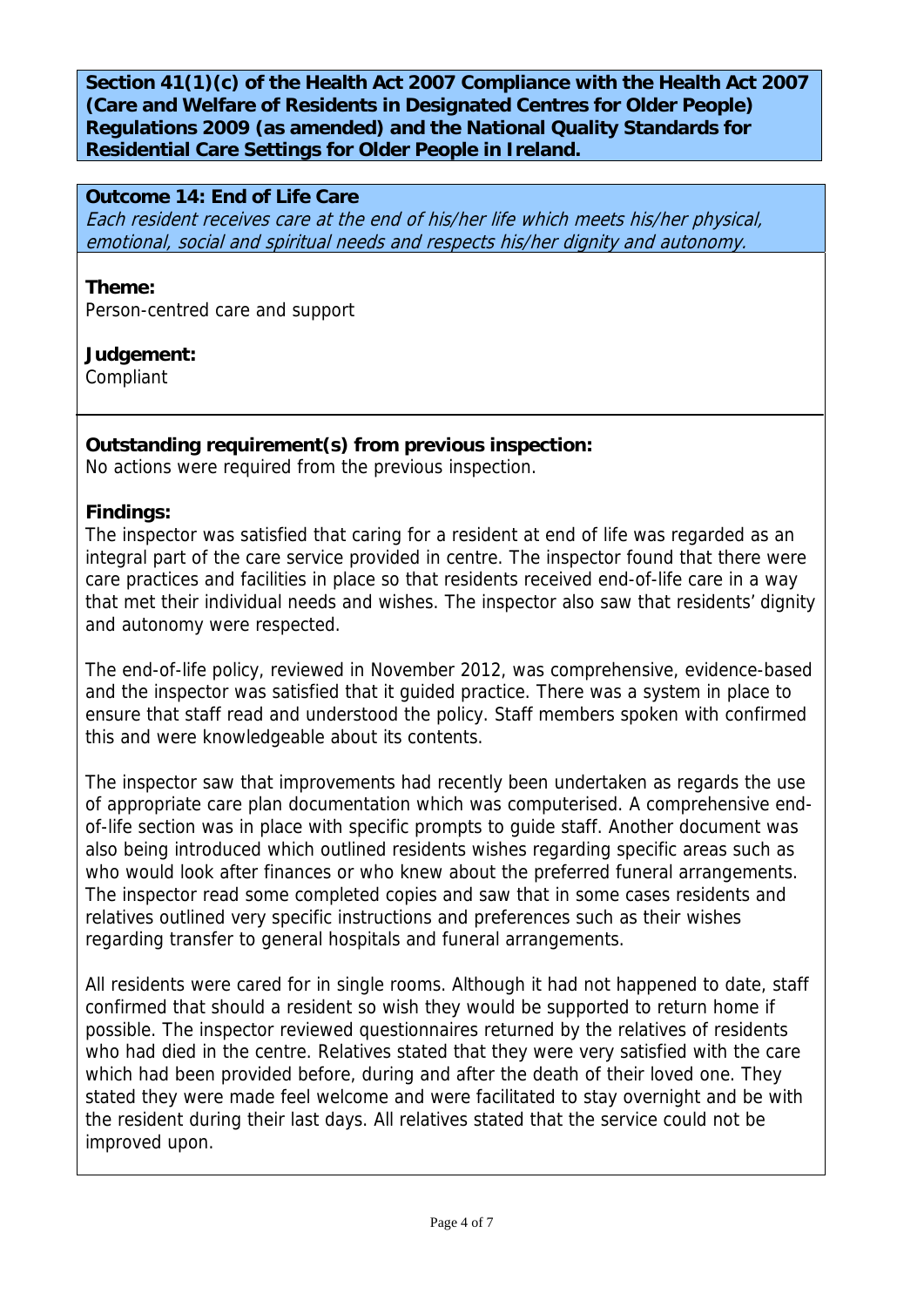**Section 41(1)(c) of the Health Act 2007 Compliance with the Health Act 2007 (Care and Welfare of Residents in Designated Centres for Older People) Regulations 2009 (as amended) and the National Quality Standards for Residential Care Settings for Older People in Ireland.**

## Outcome 14: End of Life Care

*Each resident receives care at the end of his/her life which meets his/her physical, emotional, social and spiritual needs and respects his/her dignity and autonomy.*

**Theme:**
Person-centred care and support

**Judgement:**
Compliant

**Outstanding requirement(s) from previous inspection:**
No actions were required from the previous inspection.

**Findings:**
The inspector was satisfied that caring for a resident at end of life was regarded as an integral part of the care service provided in centre. The inspector found that there were care practices and facilities in place so that residents received end-of-life care in a way that met their individual needs and wishes. The inspector also saw that residents' dignity and autonomy were respected.

The end-of-life policy, reviewed in November 2012, was comprehensive, evidence-based and the inspector was satisfied that it guided practice. There was a system in place to ensure that staff read and understood the policy. Staff members spoken with confirmed this and were knowledgeable about its contents.

The inspector saw that improvements had recently been undertaken as regards the use of appropriate care plan documentation which was computerised. A comprehensive end-of-life section was in place with specific prompts to guide staff. Another document was also being introduced which outlined residents wishes regarding specific areas such as who would look after finances or who knew about the preferred funeral arrangements. The inspector read some completed copies and saw that in some cases residents and relatives outlined very specific instructions and preferences such as their wishes regarding transfer to general hospitals and funeral arrangements.

All residents were cared for in single rooms. Although it had not happened to date, staff confirmed that should a resident so wish they would be supported to return home if possible. The inspector reviewed questionnaires returned by the relatives of residents who had died in the centre. Relatives stated that they were very satisfied with the care which had been provided before, during and after the death of their loved one. They stated they were made feel welcome and were facilitated to stay overnight and be with the resident during their last days. All relatives stated that the service could not be improved upon.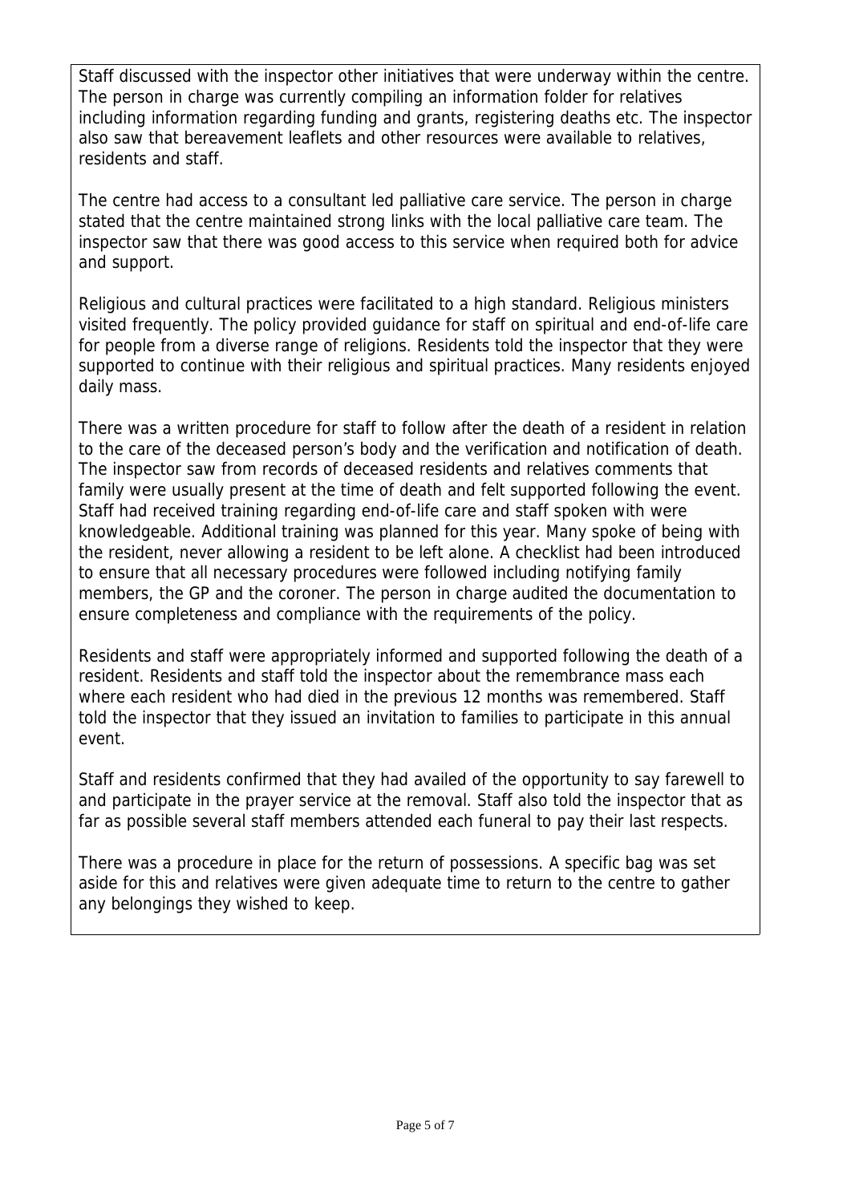Staff discussed with the inspector other initiatives that were underway within the centre. The person in charge was currently compiling an information folder for relatives including information regarding funding and grants, registering deaths etc. The inspector also saw that bereavement leaflets and other resources were available to relatives, residents and staff.

The centre had access to a consultant led palliative care service. The person in charge stated that the centre maintained strong links with the local palliative care team. The inspector saw that there was good access to this service when required both for advice and support.

Religious and cultural practices were facilitated to a high standard. Religious ministers visited frequently. The policy provided guidance for staff on spiritual and end-of-life care for people from a diverse range of religions. Residents told the inspector that they were supported to continue with their religious and spiritual practices. Many residents enjoyed daily mass.

There was a written procedure for staff to follow after the death of a resident in relation to the care of the deceased person's body and the verification and notification of death. The inspector saw from records of deceased residents and relatives comments that family were usually present at the time of death and felt supported following the event. Staff had received training regarding end-of-life care and staff spoken with were knowledgeable. Additional training was planned for this year. Many spoke of being with the resident, never allowing a resident to be left alone. A checklist had been introduced to ensure that all necessary procedures were followed including notifying family members, the GP and the coroner. The person in charge audited the documentation to ensure completeness and compliance with the requirements of the policy.

Residents and staff were appropriately informed and supported following the death of a resident. Residents and staff told the inspector about the remembrance mass each where each resident who had died in the previous 12 months was remembered. Staff told the inspector that they issued an invitation to families to participate in this annual event.

Staff and residents confirmed that they had availed of the opportunity to say farewell to and participate in the prayer service at the removal. Staff also told the inspector that as far as possible several staff members attended each funeral to pay their last respects.

There was a procedure in place for the return of possessions. A specific bag was set aside for this and relatives were given adequate time to return to the centre to gather any belongings they wished to keep.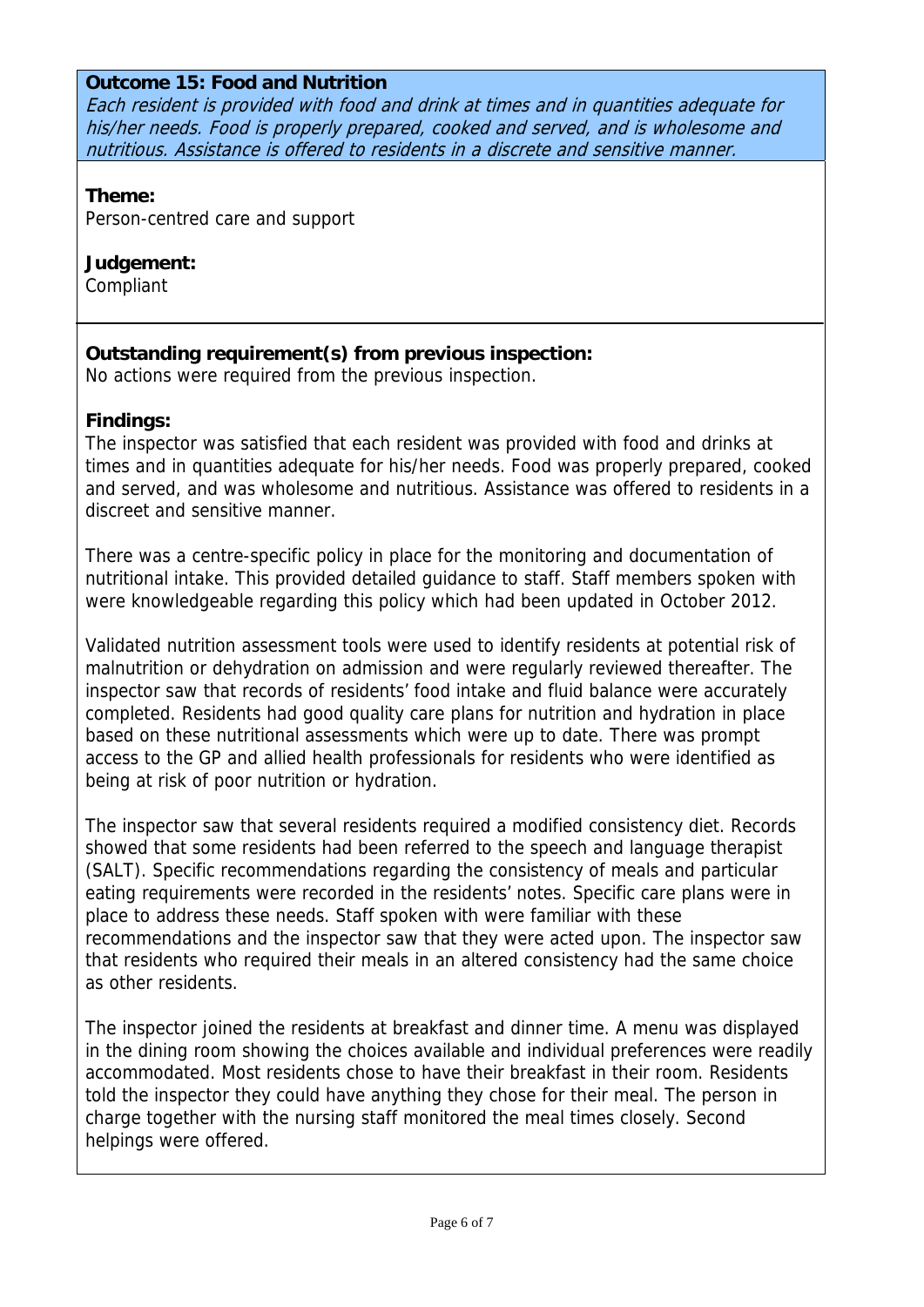**Outcome 15: Food and Nutrition**

*Each resident is provided with food and drink at times and in quantities adequate for his/her needs. Food is properly prepared, cooked and served, and is wholesome and nutritious. Assistance is offered to residents in a discrete and sensitive manner.*

**Theme:**
Person-centred care and support

**Judgement:**
Compliant

**Outstanding requirement(s) from previous inspection:**
No actions were required from the previous inspection.

**Findings:**
The inspector was satisfied that each resident was provided with food and drinks at times and in quantities adequate for his/her needs. Food was properly prepared, cooked and served, and was wholesome and nutritious. Assistance was offered to residents in a discreet and sensitive manner.

There was a centre-specific policy in place for the monitoring and documentation of nutritional intake. This provided detailed guidance to staff. Staff members spoken with were knowledgeable regarding this policy which had been updated in October 2012.

Validated nutrition assessment tools were used to identify residents at potential risk of malnutrition or dehydration on admission and were regularly reviewed thereafter. The inspector saw that records of residents' food intake and fluid balance were accurately completed. Residents had good quality care plans for nutrition and hydration in place based on these nutritional assessments which were up to date. There was prompt access to the GP and allied health professionals for residents who were identified as being at risk of poor nutrition or hydration.

The inspector saw that several residents required a modified consistency diet. Records showed that some residents had been referred to the speech and language therapist (SALT). Specific recommendations regarding the consistency of meals and particular eating requirements were recorded in the residents' notes. Specific care plans were in place to address these needs. Staff spoken with were familiar with these recommendations and the inspector saw that they were acted upon. The inspector saw that residents who required their meals in an altered consistency had the same choice as other residents.

The inspector joined the residents at breakfast and dinner time. A menu was displayed in the dining room showing the choices available and individual preferences were readily accommodated. Most residents chose to have their breakfast in their room. Residents told the inspector they could have anything they chose for their meal. The person in charge together with the nursing staff monitored the meal times closely. Second helpings were offered.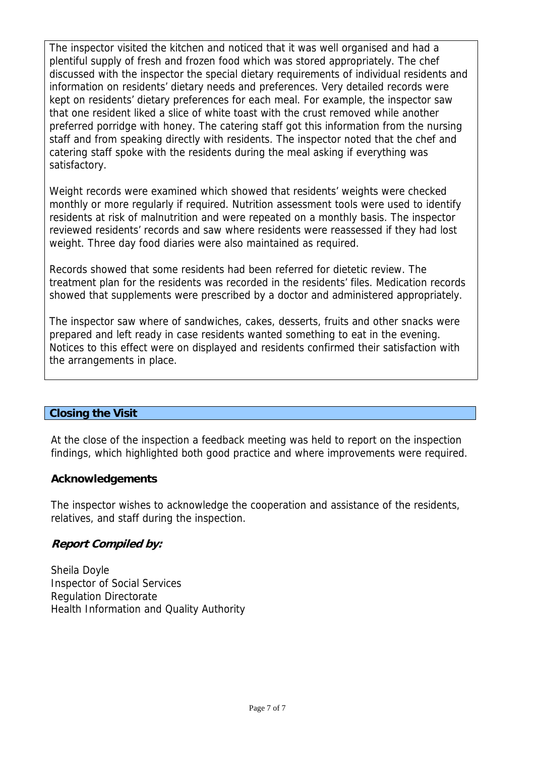The inspector visited the kitchen and noticed that it was well organised and had a plentiful supply of fresh and frozen food which was stored appropriately. The chef discussed with the inspector the special dietary requirements of individual residents and information on residents' dietary needs and preferences. Very detailed records were kept on residents' dietary preferences for each meal. For example, the inspector saw that one resident liked a slice of white toast with the crust removed while another preferred porridge with honey. The catering staff got this information from the nursing staff and from speaking directly with residents. The inspector noted that the chef and catering staff spoke with the residents during the meal asking if everything was satisfactory.

Weight records were examined which showed that residents' weights were checked monthly or more regularly if required. Nutrition assessment tools were used to identify residents at risk of malnutrition and were repeated on a monthly basis. The inspector reviewed residents' records and saw where residents were reassessed if they had lost weight. Three day food diaries were also maintained as required.

Records showed that some residents had been referred for dietetic review. The treatment plan for the residents was recorded in the residents' files. Medication records showed that supplements were prescribed by a doctor and administered appropriately.

The inspector saw where of sandwiches, cakes, desserts, fruits and other snacks were prepared and left ready in case residents wanted something to eat in the evening. Notices to this effect were on displayed and residents confirmed their satisfaction with the arrangements in place.

## Closing the Visit

At the close of the inspection a feedback meeting was held to report on the inspection findings, which highlighted both good practice and where improvements were required.

### Acknowledgements

The inspector wishes to acknowledge the cooperation and assistance of the residents, relatives, and staff during the inspection.

### *Report Compiled by:*

Sheila Doyle
Inspector of Social Services
Regulation Directorate
Health Information and Quality Authority